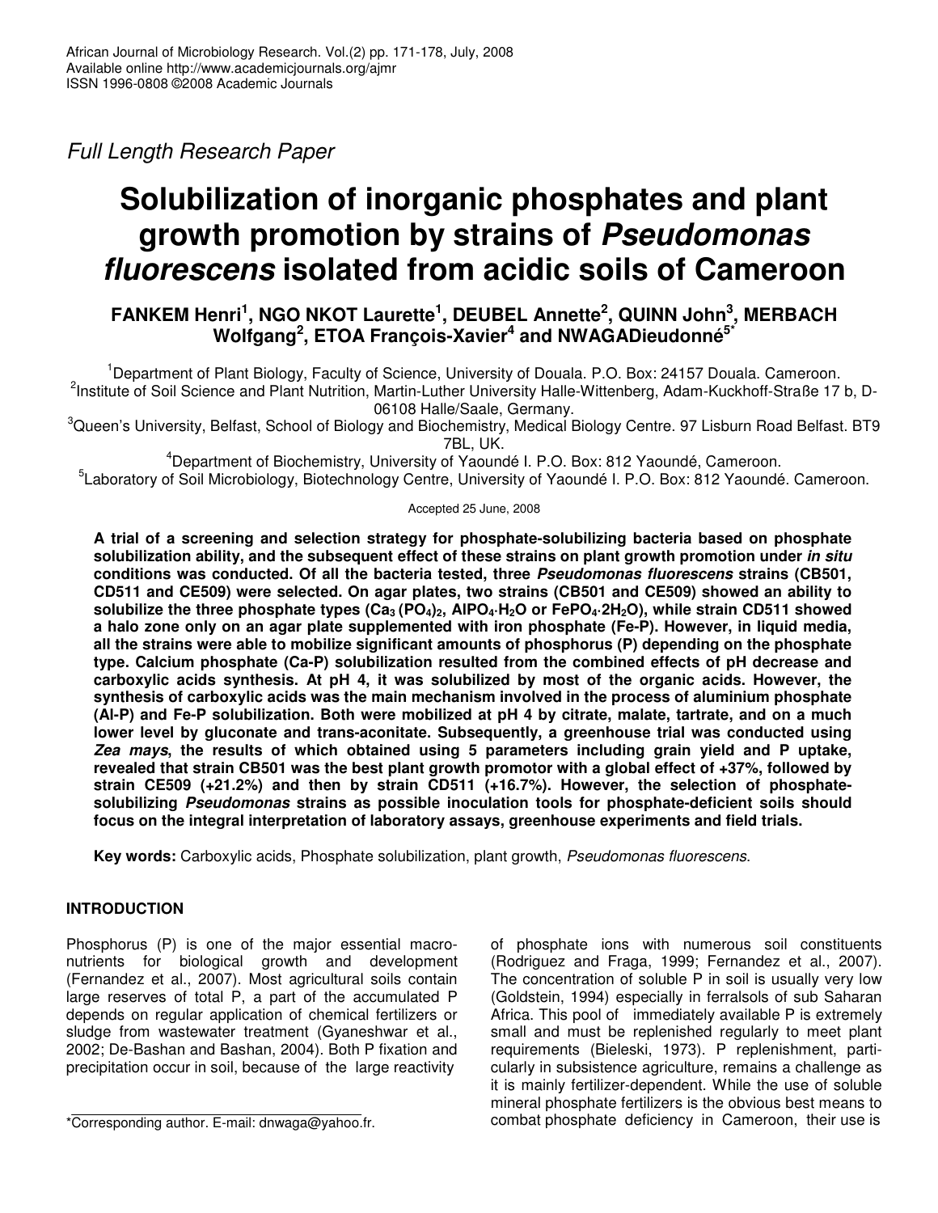*Full Length Research Paper*

# Solubilization of inorganic phosphates and plant growth promotion by strains of *Pseudomonas fluorescens* isolated from acidic soils of Cameroon

**FANKEM Henri[1], NGO NKOT Laurette[1], DEUBEL Annette[2], QUINN John[3], MERBACH Wolfgang[2], ETOA François-Xavier[4] and NWAGADieudonné[5*]**

[1]Department of Plant Biology, Faculty of Science, University of Douala. P.O. Box: 24157 Douala. Cameroon.
[2]Institute of Soil Science and Plant Nutrition, Martin-Luther University Halle-Wittenberg, Adam-Kuckhoff-Straße 17 b, D-06108 Halle/Saale, Germany.
[3]Queen's University, Belfast, School of Biology and Biochemistry, Medical Biology Centre. 97 Lisburn Road Belfast. BT9 7BL, UK.
[4]Department of Biochemistry, University of Yaoundé I. P.O. Box: 812 Yaoundé, Cameroon.
[5]Laboratory of Soil Microbiology, Biotechnology Centre, University of Yaoundé I. P.O. Box: 812 Yaoundé. Cameroon.

Accepted 25 June, 2008

**A trial of a screening and selection strategy for phosphate-solubilizing bacteria based on phosphate solubilization ability, and the subsequent effect of these strains on plant growth promotion under *in situ* conditions was conducted. Of all the bacteria tested, three *Pseudomonas fluorescens* strains (CB501, CD511 and CE509) were selected. On agar plates, two strains (CB501 and CE509) showed an ability to solubilize the three phosphate types ($Ca_3(PO_4)_2$, $AlPO_4{\cdot}H_2O$ or $FePO_4{\cdot}2H_2O$), while strain CD511 showed a halo zone only on an agar plate supplemented with iron phosphate (Fe-P). However, in liquid media, all the strains were able to mobilize significant amounts of phosphorus (P) depending on the phosphate type. Calcium phosphate (Ca-P) solubilization resulted from the combined effects of pH decrease and carboxylic acids synthesis. At pH 4, it was solubilized by most of the organic acids. However, the synthesis of carboxylic acids was the main mechanism involved in the process of aluminium phosphate (Al-P) and Fe-P solubilization. Both were mobilized at pH 4 by citrate, malate, tartrate, and on a much lower level by gluconate and trans-aconitate. Subsequently, a greenhouse trial was conducted using *Zea mays*, the results of which obtained using 5 parameters including grain yield and P uptake, revealed that strain CB501 was the best plant growth promotor with a global effect of +37%, followed by strain CE509 (+21.2%) and then by strain CD511 (+16.7%). However, the selection of phosphate-solubilizing *Pseudomonas* strains as possible inoculation tools for phosphate-deficient soils should focus on the integral interpretation of laboratory assays, greenhouse experiments and field trials.**

**Key words:** Carboxylic acids, Phosphate solubilization, plant growth, *Pseudomonas fluorescens*.

## INTRODUCTION

Phosphorus (P) is one of the major essential macronutrients for biological growth and development (Fernandez et al., 2007). Most agricultural soils contain large reserves of total P, a part of the accumulated P depends on regular application of chemical fertilizers or sludge from wastewater treatment (Gyaneshwar et al., 2002; De-Bashan and Bashan, 2004). Both P fixation and precipitation occur in soil, because of the large reactivity of phosphate ions with numerous soil constituents (Rodriguez and Fraga, 1999; Fernandez et al., 2007). The concentration of soluble P in soil is usually very low (Goldstein, 1994) especially in ferralsols of sub Saharan Africa. This pool of immediately available P is extremely small and must be replenished regularly to meet plant requirements (Bieleski, 1973). P replenishment, particularly in subsistence agriculture, remains a challenge as it is mainly fertilizer-dependent. While the use of soluble mineral phosphate fertilizers is the obvious best means to combat phosphate deficiency in Cameroon, their use is

*Corresponding author. E-mail: dnwaga@yahoo.fr.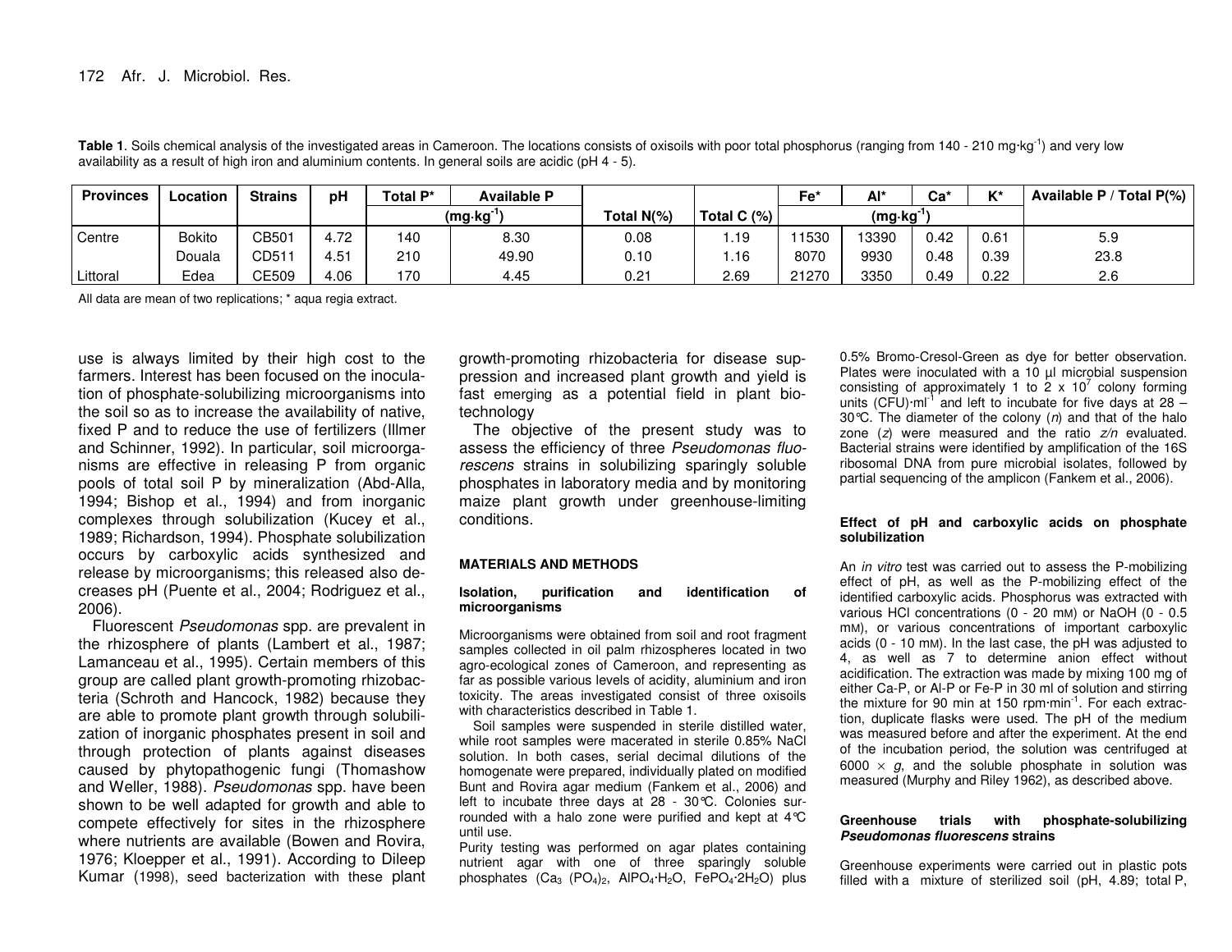**Table 1**. Soils chemical analysis of the investigated areas in Cameroon. The locations consists of oxisoils with poor total phosphorus (ranging from 140 - 210 mg·kg$^{-1}$) and very low availability as a result of high iron and aluminium contents. In general soils are acidic (pH 4 - 5).

| Provinces | Location | Strains | pH | Total P* | Available P | Total N(%) | Total C (%) | Fe* | Al* | Ca* | K* | Available P / Total P(%) |
|---|---|---|---|---|---|---|---|---|---|---|---|---|
| | | | | (mg·kg$^{-1}$) | | | | (mg·kg$^{-1}$) | | | | |
| Centre | Bokito | CB501 | 4.72 | 140 | 8.30 | 0.08 | 1.19 | 11530 | 13390 | 0.42 | 0.61 | 5.9 |
| | Douala | CD511 | 4.51 | 210 | 49.90 | 0.10 | 1.16 | 8070 | 9930 | 0.48 | 0.39 | 23.8 |
| Littoral | Edea | CE509 | 4.06 | 170 | 4.45 | 0.21 | 2.69 | 21270 | 3350 | 0.49 | 0.22 | 2.6 |

All data are mean of two replications; * aqua regia extract.

use is always limited by their high cost to the farmers. Interest has been focused on the inoculation of phosphate-solubilizing microorganisms into the soil so as to increase the availability of native, fixed P and to reduce the use of fertilizers (Illmer and Schinner, 1992). In particular, soil microorganisms are effective in releasing P from organic pools of total soil P by mineralization (Abd-Alla, 1994; Bishop et al., 1994) and from inorganic complexes through solubilization (Kucey et al., 1989; Richardson, 1994). Phosphate solubilization occurs by carboxylic acids synthesized and release by microorganisms; this released also decreases pH (Puente et al., 2004; Rodriguez et al., 2006).

Fluorescent *Pseudomonas* spp. are prevalent in the rhizosphere of plants (Lambert et al., 1987; Lamanceau et al., 1995). Certain members of this group are called plant growth-promoting rhizobacteria (Schroth and Hancock, 1982) because they are able to promote plant growth through solubilization of inorganic phosphates present in soil and through protection of plants against diseases caused by phytopathogenic fungi (Thomashow and Weller, 1988). *Pseudomonas* spp. have been shown to be well adapted for growth and able to compete effectively for sites in the rhizosphere where nutrients are available (Bowen and Rovira, 1976; Kloepper et al., 1991). According to Dileep Kumar (1998), seed bacterization with these plant growth-promoting rhizobacteria for disease suppression and increased plant growth and yield is fast emerging as a potential field in plant biotechnology

The objective of the present study was to assess the efficiency of three *Pseudomonas fluorescens* strains in solubilizing sparingly soluble phosphates in laboratory media and by monitoring maize plant growth under greenhouse-limiting conditions.

## MATERIALS AND METHODS

### Isolation, purification and identification of microorganisms

Microorganisms were obtained from soil and root fragment samples collected in oil palm rhizospheres located in two agro-ecological zones of Cameroon, and representing as far as possible various levels of acidity, aluminium and iron toxicity. The areas investigated consist of three oxisoils with characteristics described in Table 1.

Soil samples were suspended in sterile distilled water, while root samples were macerated in sterile 0.85% NaCl solution. In both cases, serial decimal dilutions of the homogenate were prepared, individually plated on modified Bunt and Rovira agar medium (Fankem et al., 2006) and left to incubate three days at 28 - 30°C. Colonies surrounded with a halo zone were purified and kept at 4°C until use.

Purity testing was performed on agar plates containing nutrient agar with one of three sparingly soluble phosphates ($Ca_3(PO_4)_2$, $AlPO_4{\cdot}H_2O$, $FePO_4{\cdot}2H_2O$) plus 0.5% Bromo-Cresol-Green as dye for better observation. Plates were inoculated with a 10 µl microbial suspension consisting of approximately 1 to 2 x $10^7$ colony forming units (CFU)·ml$^{-1}$ and left to incubate for five days at 28 – 30°C. The diameter of the colony ($n$) and that of the halo zone ($z$) were measured and the ratio $z/n$ evaluated. Bacterial strains were identified by amplification of the 16S ribosomal DNA from pure microbial isolates, followed by partial sequencing of the amplicon (Fankem et al., 2006).

### Effect of pH and carboxylic acids on phosphate solubilization

An *in vitro* test was carried out to assess the P-mobilizing effect of pH, as well as the P-mobilizing effect of the identified carboxylic acids. Phosphorus was extracted with various HCl concentrations (0 - 20 mM) or NaOH (0 - 0.5 mM), or various concentrations of important carboxylic acids (0 - 10 mM). In the last case, the pH was adjusted to 4, as well as 7 to determine anion effect without acidification. The extraction was made by mixing 100 mg of either Ca-P, or Al-P or Fe-P in 30 ml of solution and stirring the mixture for 90 min at 150 rpm·min$^{-1}$. For each extraction, duplicate flasks were used. The pH of the medium was measured before and after the experiment. At the end of the incubation period, the solution was centrifuged at 6000 × $g$, and the soluble phosphate in solution was measured (Murphy and Riley 1962), as described above.

### Greenhouse trials with phosphate-solubilizing *Pseudomonas fluorescens* strains

Greenhouse experiments were carried out in plastic pots filled with a mixture of sterilized soil (pH, 4.89; total P,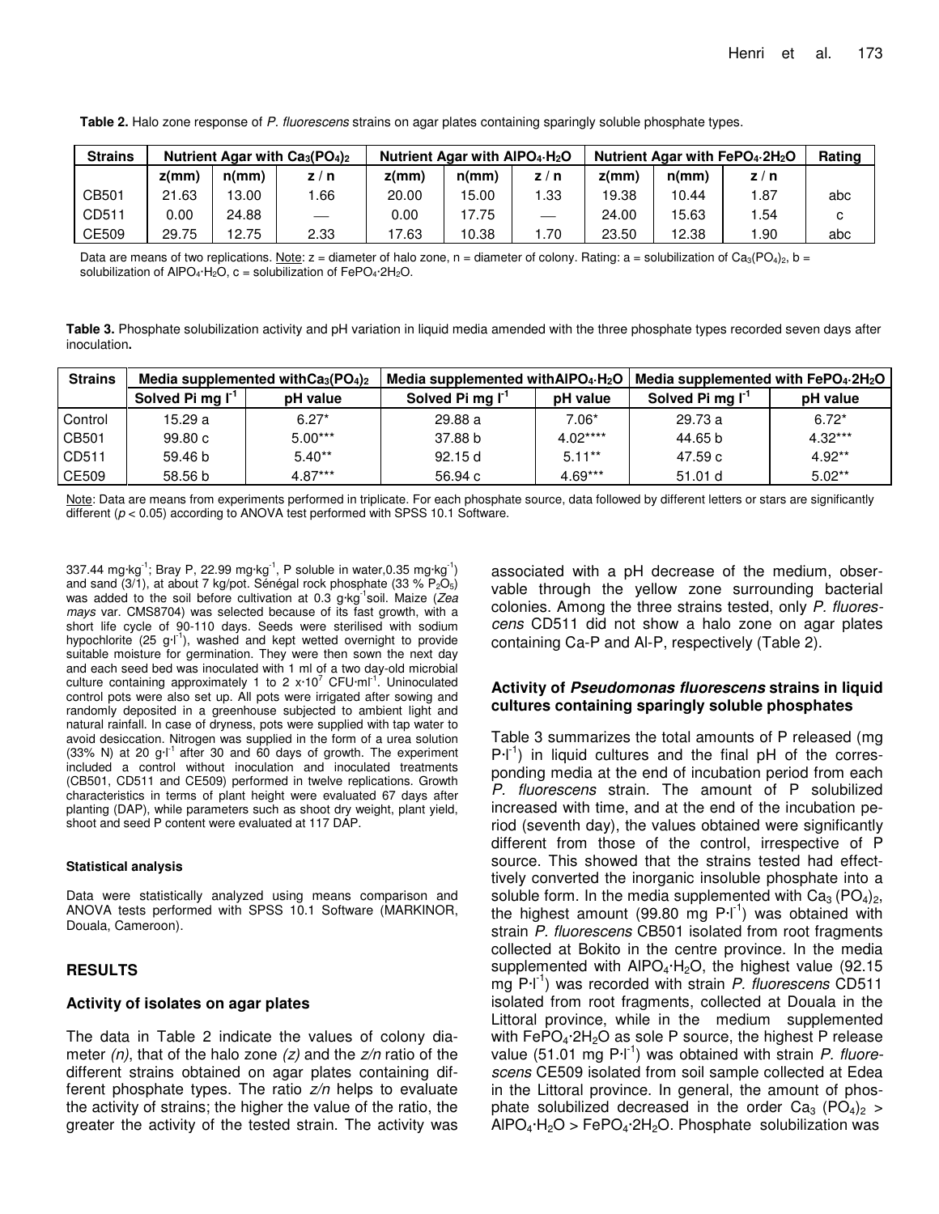**Table 2.** Halo zone response of *P. fluorescens* strains on agar plates containing sparingly soluble phosphate types.

| Strains | Nutrient Agar with $Ca_3(PO_4)_2$ | | | Nutrient Agar with $AlPO_4{\cdot}H_2O$ | | | Nutrient Agar with $FePO_4{\cdot}2H_2O$ | | | Rating |
|---|---|---|---|---|---|---|---|---|---|---|
| | z(mm) | n(mm) | z / n | z(mm) | n(mm) | z / n | z(mm) | n(mm) | z / n | |
| CB501 | 21.63 | 13.00 | 1.66 | 20.00 | 15.00 | 1.33 | 19.38 | 10.44 | 1.87 | abc |
| CD511 | 0.00 | 24.88 | — | 0.00 | 17.75 | — | 24.00 | 15.63 | 1.54 | c |
| CE509 | 29.75 | 12.75 | 2.33 | 17.63 | 10.38 | 1.70 | 23.50 | 12.38 | 1.90 | abc |

Data are means of two replications. Note: z = diameter of halo zone, n = diameter of colony. Rating: a = solubilization of $Ca_3(PO_4)_2$, b = solubilization of $AlPO_4{\cdot}H_2O$, c = solubilization of $FePO_4{\cdot}2H_2O$.

**Table 3.** Phosphate solubilization activity and pH variation in liquid media amended with the three phosphate types recorded seven days after inoculation**.**

| Strains | Media supplemented with $Ca_3(PO_4)_2$ | | Media supplemented with $AlPO_4{\cdot}H_2O$ | | Media supplemented with $FePO_4{\cdot}2H_2O$ | |
|---|---|---|---|---|---|---|
| | Solved Pi mg $l^{-1}$ | pH value | Solved Pi mg $l^{-1}$ | pH value | Solved Pi mg $l^{-1}$ | pH value |
| Control | 15.29 a | 6.27* | 29.88 a | 7.06* | 29.73 a | 6.72* |
| CB501 | 99.80 c | 5.00*** | 37.88 b | 4.02**** | 44.65 b | 4.32*** |
| CD511 | 59.46 b | 5.40** | 92.15 d | 5.11** | 47.59 c | 4.92** |
| CE509 | 58.56 b | 4.87*** | 56.94 c | 4.69*** | 51.01 d | 5.02** |

Note: Data are means from experiments performed in triplicate. For each phosphate source, data followed by different letters or stars are significantly different ($p < 0.05$) according to ANOVA test performed with SPSS 10.1 Software.

337.44 mg·kg$^{-1}$; Bray P, 22.99 mg·kg$^{-1}$, P soluble in water, 0.35 mg·kg$^{-1}$) and sand (3/1), at about 7 kg/pot. Sénégal rock phosphate (33 % $P_2O_5$) was added to the soil before cultivation at 0.3 g·kg$^{-1}$soil. Maize (*Zea mays* var. CMS8704) was selected because of its fast growth, with a short life cycle of 90-110 days. Seeds were sterilised with sodium hypochlorite (25 g·l$^{-1}$), washed and kept wetted overnight to provide suitable moisture for germination. They were then sown the next day and each seed bed was inoculated with 1 ml of a two day-old microbial culture containing approximately 1 to 2 x·10$^{7}$ CFU·ml$^{-1}$. Uninoculated control pots were also set up. All pots were irrigated after sowing and randomly deposited in a greenhouse subjected to ambient light and natural rainfall. In case of dryness, pots were supplied with tap water to avoid desiccation. Nitrogen was supplied in the form of a urea solution (33% N) at 20 g·l$^{-1}$ after 30 and 60 days of growth. The experiment included a control without inoculation and inoculated treatments (CB501, CD511 and CE509) performed in twelve replications. Growth characteristics in terms of plant height were evaluated 67 days after planting (DAP), while parameters such as shoot dry weight, plant yield, shoot and seed P content were evaluated at 117 DAP.

#### Statistical analysis

Data were statistically analyzed using means comparison and ANOVA tests performed with SPSS 10.1 Software (MARKINOR, Douala, Cameroon).

## RESULTS

### Activity of isolates on agar plates

The data in Table 2 indicate the values of colony diameter *(n)*, that of the halo zone *(z)* and the *z/n* ratio of the different strains obtained on agar plates containing different phosphate types. The ratio *z/n* helps to evaluate the activity of strains; the higher the value of the ratio, the greater the activity of the tested strain. The activity was associated with a pH decrease of the medium, observable through the yellow zone surrounding bacterial colonies. Among the three strains tested, only *P. fluorescens* CD511 did not show a halo zone on agar plates containing Ca-P and Al-P, respectively (Table 2).

### Activity of *Pseudomonas fluorescens* strains in liquid cultures containing sparingly soluble phosphates

Table 3 summarizes the total amounts of P released (mg P·l$^{-1}$) in liquid cultures and the final pH of the corresponding media at the end of incubation period from each *P. fluorescens* strain. The amount of P solubilized increased with time, and at the end of the incubation period (seventh day), the values obtained were significantly different from those of the control, irrespective of P source. This showed that the strains tested had effecttively converted the inorganic insoluble phosphate into a soluble form. In the media supplemented with $Ca_3(PO_4)_2$, the highest amount (99.80 mg P·l$^{-1}$) was obtained with strain *P. fluorescens* CB501 isolated from root fragments collected at Bokito in the centre province. In the media supplemented with $AlPO_4{\cdot}H_2O$, the highest value (92.15 mg P·l$^{-1}$) was recorded with strain *P. fluorescens* CD511 isolated from root fragments, collected at Douala in the Littoral province, while in the medium supplemented with $FePO_4{\cdot}2H_2O$ as sole P source, the highest P release value (51.01 mg P·l$^{-1}$) was obtained with strain *P. fluorescens* CE509 isolated from soil sample collected at Edea in the Littoral province. In general, the amount of phosphate solubilized decreased in the order $Ca_3(PO_4)_2$ > $AlPO_4{\cdot}H_2O$ > $FePO_4{\cdot}2H_2O$. Phosphate solubilization was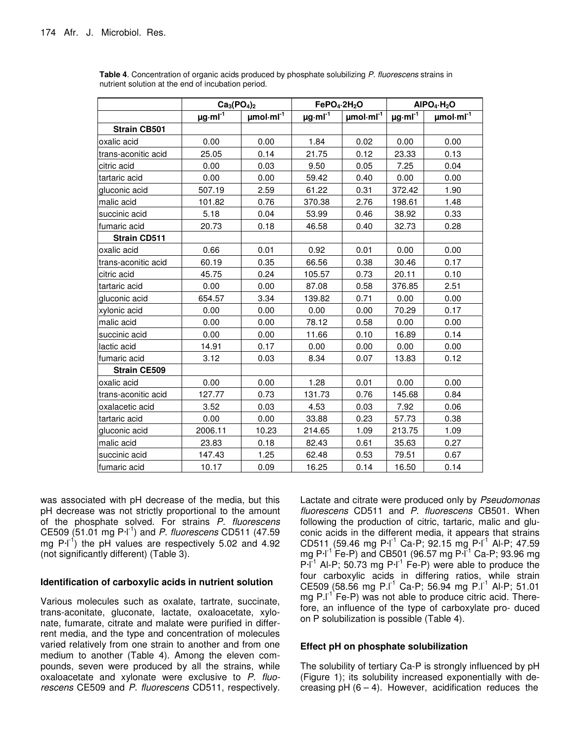**Table 4**. Concentration of organic acids produced by phosphate solubilizing *P. fluorescens* strains in nutrient solution at the end of incubation period.

| | $Ca_3(PO_4)_2$ | | $FePO_4{\cdot}2H_2O$ | | $AlPO_4{\cdot}H_2O$ | |
|---|---|---|---|---|---|---|
| | $\mu g{\cdot}ml^{-1}$ | $\mu mol{\cdot}ml^{-1}$ | $\mu g{\cdot}ml^{-1}$ | $\mu mol{\cdot}ml^{-1}$ | $\mu g{\cdot}ml^{-1}$ | $\mu mol{\cdot}ml^{-1}$ |
| **Strain CB501** | | | | | | |
| oxalic acid | 0.00 | 0.00 | 1.84 | 0.02 | 0.00 | 0.00 |
| trans-aconitic acid | 25.05 | 0.14 | 21.75 | 0.12 | 23.33 | 0.13 |
| citric acid | 0.00 | 0.03 | 9.50 | 0.05 | 7.25 | 0.04 |
| tartaric acid | 0.00 | 0.00 | 59.42 | 0.40 | 0.00 | 0.00 |
| gluconic acid | 507.19 | 2.59 | 61.22 | 0.31 | 372.42 | 1.90 |
| malic acid | 101.82 | 0.76 | 370.38 | 2.76 | 198.61 | 1.48 |
| succinic acid | 5.18 | 0.04 | 53.99 | 0.46 | 38.92 | 0.33 |
| fumaric acid | 20.73 | 0.18 | 46.58 | 0.40 | 32.73 | 0.28 |
| **Strain CD511** | | | | | | |
| oxalic acid | 0.66 | 0.01 | 0.92 | 0.01 | 0.00 | 0.00 |
| trans-aconitic acid | 60.19 | 0.35 | 66.56 | 0.38 | 30.46 | 0.17 |
| citric acid | 45.75 | 0.24 | 105.57 | 0.73 | 20.11 | 0.10 |
| tartaric acid | 0.00 | 0.00 | 87.08 | 0.58 | 376.85 | 2.51 |
| gluconic acid | 654.57 | 3.34 | 139.82 | 0.71 | 0.00 | 0.00 |
| xylonic acid | 0.00 | 0.00 | 0.00 | 0.00 | 70.29 | 0.17 |
| malic acid | 0.00 | 0.00 | 78.12 | 0.58 | 0.00 | 0.00 |
| succinic acid | 0.00 | 0.00 | 11.66 | 0.10 | 16.89 | 0.14 |
| lactic acid | 14.91 | 0.17 | 0.00 | 0.00 | 0.00 | 0.00 |
| fumaric acid | 3.12 | 0.03 | 8.34 | 0.07 | 13.83 | 0.12 |
| **Strain CE509** | | | | | | |
| oxalic acid | 0.00 | 0.00 | 1.28 | 0.01 | 0.00 | 0.00 |
| trans-aconitic acid | 127.77 | 0.73 | 131.73 | 0.76 | 145.68 | 0.84 |
| oxalacetic acid | 3.52 | 0.03 | 4.53 | 0.03 | 7.92 | 0.06 |
| tartaric acid | 0.00 | 0.00 | 33.88 | 0.23 | 57.73 | 0.38 |
| gluconic acid | 2006.11 | 10.23 | 214.65 | 1.09 | 213.75 | 1.09 |
| malic acid | 23.83 | 0.18 | 82.43 | 0.61 | 35.63 | 0.27 |
| succinic acid | 147.43 | 1.25 | 62.48 | 0.53 | 79.51 | 0.67 |
| fumaric acid | 10.17 | 0.09 | 16.25 | 0.14 | 16.50 | 0.14 |

was associated with pH decrease of the media, but this pH decrease was not strictly proportional to the amount of the phosphate solved. For strains *P. fluorescens* CE509 (51.01 mg $P{\cdot}l^{-1}$) and *P. fluorescens* CD511 (47.59 mg $P{\cdot}l^{-1}$) the pH values are respectively 5.02 and 4.92 (not significantly different) (Table 3).

### Identification of carboxylic acids in nutrient solution

Various molecules such as oxalate, tartrate, succinate, trans-aconitate, gluconate, lactate, oxaloacetate, xylonate, fumarate, citrate and malate were purified in different media, and the type and concentration of molecules varied relatively from one strain to another and from one medium to another (Table 4). Among the eleven compounds, seven were produced by all the strains, while oxaloacetate and xylonate were exclusive to *P. fluorescens* CE509 and *P. fluorescens* CD511, respectively. Lactate and citrate were produced only by *Pseudomonas fluorescens* CD511 and *P. fluorescens* CB501. When following the production of citric, tartaric, malic and gluconic acids in the different media, it appears that strains CD511 (59.46 mg $P{\cdot}l^{-1}$ Ca-P; 92.15 mg $P{\cdot}l^{-1}$ Al-P; 47.59 mg $P{\cdot}l^{-1}$ Fe-P) and CB501 (96.57 mg $P{\cdot}l^{-1}$ Ca-P; 93.96 mg $P{\cdot}l^{-1}$ Al-P; 50.73 mg $P{\cdot}l^{-1}$ Fe-P) were able to produce the four carboxylic acids in differing ratios, while strain CE509 (58.56 mg $P.l^{-1}$ Ca-P; 56.94 mg $P.l^{-1}$ Al-P; 51.01 mg $P.l^{-1}$ Fe-P) was not able to produce citric acid. Therefore, an influence of the type of carboxylate pro- duced on P solubilization is possible (Table 4).

### Effect pH on phosphate solubilization

The solubility of tertiary Ca-P is strongly influenced by pH (Figure 1); its solubility increased exponentially with decreasing pH (6 – 4). However, acidification reduces the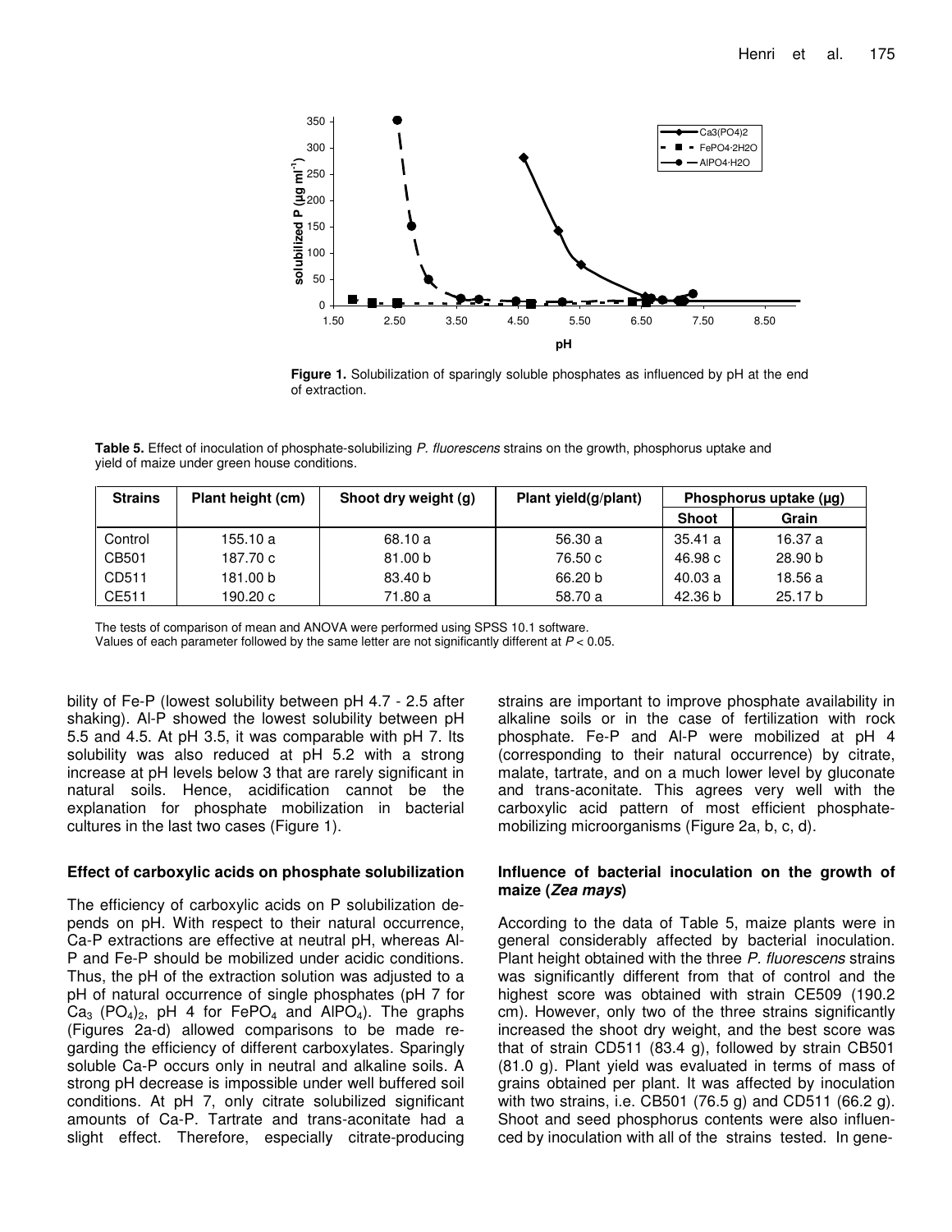**Figure 1.** Solubilization of sparingly soluble phosphates as influenced by pH at the end of extraction.

**Table 5.** Effect of inoculation of phosphate-solubilizing *P. fluorescens* strains on the growth, phosphorus uptake and yield of maize under green house conditions.

| Strains | Plant height (cm) | Shoot dry weight (g) | Plant yield(g/plant) | Phosphorus uptake (µg) | |
|---|---|---|---|---|---|
| | | | | Shoot | Grain |
| Control | 155.10 a | 68.10 a | 56.30 a | 35.41 a | 16.37 a |
| CB501 | 187.70 c | 81.00 b | 76.50 c | 46.98 c | 28.90 b |
| CD511 | 181.00 b | 83.40 b | 66.20 b | 40.03 a | 18.56 a |
| CE511 | 190.20 c | 71.80 a | 58.70 a | 42.36 b | 25.17 b |

The tests of comparison of mean and ANOVA were performed using SPSS 10.1 software.
Values of each parameter followed by the same letter are not significantly different at $P < 0.05$.

bility of Fe-P (lowest solubility between pH 4.7 - 2.5 after shaking). Al-P showed the lowest solubility between pH 5.5 and 4.5. At pH 3.5, it was comparable with pH 7. Its solubility was also reduced at pH 5.2 with a strong increase at pH levels below 3 that are rarely significant in natural soils. Hence, acidification cannot be the explanation for phosphate mobilization in bacterial cultures in the last two cases (Figure 1).

### Effect of carboxylic acids on phosphate solubilization

The efficiency of carboxylic acids on P solubilization depends on pH. With respect to their natural occurrence, Ca-P extractions are effective at neutral pH, whereas Al-P and Fe-P should be mobilized under acidic conditions. Thus, the pH of the extraction solution was adjusted to a pH of natural occurrence of single phosphates (pH 7 for $Ca_3(PO_4)_2$, pH 4 for $FePO_4$ and $AlPO_4$). The graphs (Figures 2a-d) allowed comparisons to be made regarding the efficiency of different carboxylates. Sparingly soluble Ca-P occurs only in neutral and alkaline soils. A strong pH decrease is impossible under well buffered soil conditions. At pH 7, only citrate solubilized significant amounts of Ca-P. Tartrate and trans-aconitate had a slight effect. Therefore, especially citrate-producing strains are important to improve phosphate availability in alkaline soils or in the case of fertilization with rock phosphate. Fe-P and Al-P were mobilized at pH 4 (corresponding to their natural occurrence) by citrate, malate, tartrate, and on a much lower level by gluconate and trans-aconitate. This agrees very well with the carboxylic acid pattern of most efficient phosphate-mobilizing microorganisms (Figure 2a, b, c, d).

### Influence of bacterial inoculation on the growth of maize (*Zea mays*)

According to the data of Table 5, maize plants were in general considerably affected by bacterial inoculation. Plant height obtained with the three *P. fluorescens* strains was significantly different from that of control and the highest score was obtained with strain CE509 (190.2 cm). However, only two of the three strains significantly increased the shoot dry weight, and the best score was that of strain CD511 (83.4 g), followed by strain CB501 (81.0 g). Plant yield was evaluated in terms of mass of grains obtained per plant. It was affected by inoculation with two strains, i.e. CB501 (76.5 g) and CD511 (66.2 g). Shoot and seed phosphorus contents were also influenced by inoculation with all of the strains tested. In gene-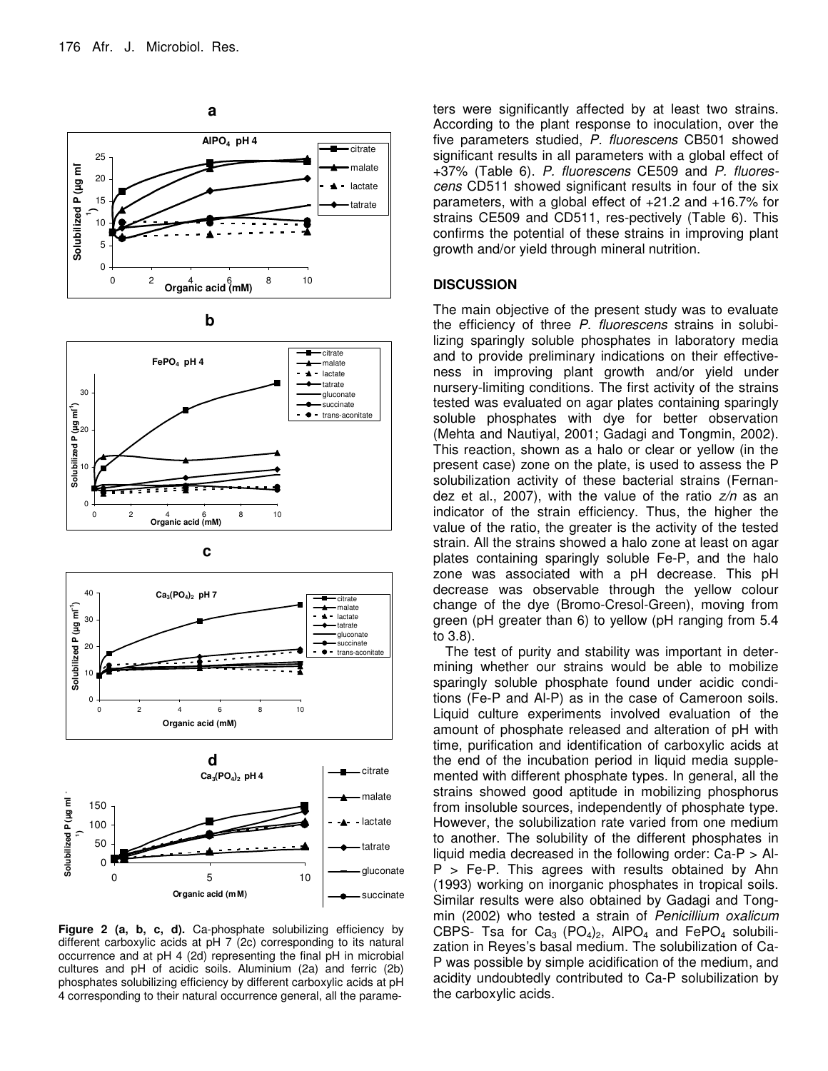**Figure 2 (a, b, c, d).** Ca-phosphate solubilizing efficiency by different carboxylic acids at pH 7 (2c) corresponding to its natural occurrence and at pH 4 (2d) representing the final pH in microbial cultures and pH of acidic soils. Aluminium (2a) and ferric (2b) phosphates solubilizing efficiency by different carboxylic acids at pH 4 corresponding to their natural occurrence general, all the parameters were significantly affected by at least two strains. According to the plant response to inoculation, over the five parameters studied, *P. fluorescens* CB501 showed significant results in all parameters with a global effect of +37% (Table 6). *P. fluorescens* CE509 and *P. fluorescens* CD511 showed significant results in four of the six parameters, with a global effect of +21.2 and +16.7% for strains CE509 and CD511, res-pectively (Table 6). This confirms the potential of these strains in improving plant growth and/or yield through mineral nutrition.

## DISCUSSION

The main objective of the present study was to evaluate the efficiency of three *P. fluorescens* strains in solubilizing sparingly soluble phosphates in laboratory media and to provide preliminary indications on their effectiveness in improving plant growth and/or yield under nursery-limiting conditions. The first activity of the strains tested was evaluated on agar plates containing sparingly soluble phosphates with dye for better observation (Mehta and Nautiyal, 2001; Gadagi and Tongmin, 2002). This reaction, shown as a halo or clear or yellow (in the present case) zone on the plate, is used to assess the P solubilization activity of these bacterial strains (Fernandez et al., 2007), with the value of the ratio *z/n* as an indicator of the strain efficiency. Thus, the higher the value of the ratio, the greater is the activity of the tested strain. All the strains showed a halo zone at least on agar plates containing sparingly soluble Fe-P, and the halo zone was associated with a pH decrease. This pH decrease was observable through the yellow colour change of the dye (Bromo-Cresol-Green), moving from green (pH greater than 6) to yellow (pH ranging from 5.4 to 3.8).

The test of purity and stability was important in determining whether our strains would be able to mobilize sparingly soluble phosphate found under acidic conditions (Fe-P and Al-P) as in the case of Cameroon soils. Liquid culture experiments involved evaluation of the amount of phosphate released and alteration of pH with time, purification and identification of carboxylic acids at the end of the incubation period in liquid media supplemented with different phosphate types. In general, all the strains showed good aptitude in mobilizing phosphorus from insoluble sources, independently of phosphate type. However, the solubilization rate varied from one medium to another. The solubility of the different phosphates in liquid media decreased in the following order: Ca-P > Al-P > Fe-P. This agrees with results obtained by Ahn (1993) working on inorganic phosphates in tropical soils. Similar results were also obtained by Gadagi and Tongmin (2002) who tested a strain of *Penicillium oxalicum* CBPS- Tsa for $Ca_3(PO_4)_2$, $AlPO_4$ and $FePO_4$ solubilization in Reyes's basal medium. The solubilization of Ca-P was possible by simple acidification of the medium, and acidity undoubtedly contributed to Ca-P solubilization by the carboxylic acids.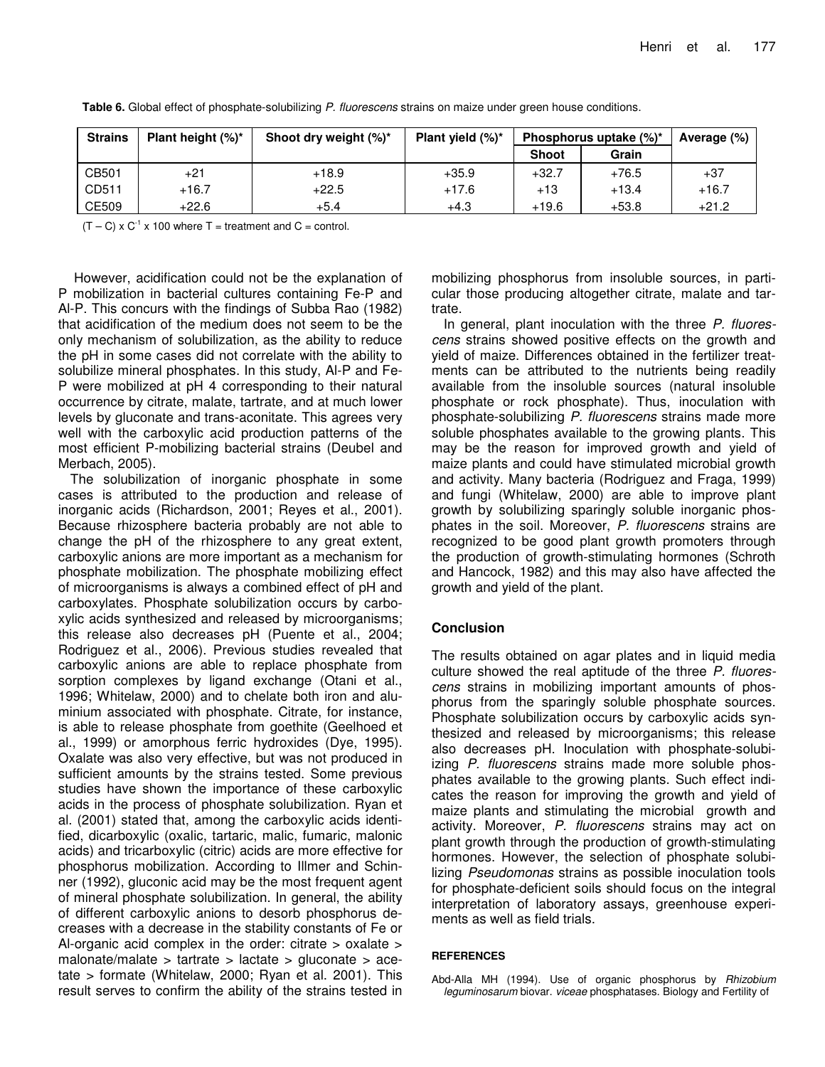**Table 6.** Global effect of phosphate-solubilizing *P. fluorescens* strains on maize under green house conditions.

| Strains | Plant height (%)* | Shoot dry weight (%)* | Plant yield (%)* | Phosphorus uptake (%)* | | Average (%) |
|---|---|---|---|---|---|---|
| | | | | Shoot | Grain | |
| CB501 | +21 | +18.9 | +35.9 | +32.7 | +76.5 | +37 |
| CD511 | +16.7 | +22.5 | +17.6 | +13 | +13.4 | +16.7 |
| CE509 | +22.6 | +5.4 | +4.3 | +19.6 | +53.8 | +21.2 |

$(T - C) \times C^{-1} \times 100$ where T = treatment and C = control.

However, acidification could not be the explanation of P mobilization in bacterial cultures containing Fe-P and Al-P. This concurs with the findings of Subba Rao (1982) that acidification of the medium does not seem to be the only mechanism of solubilization, as the ability to reduce the pH in some cases did not correlate with the ability to solubilize mineral phosphates. In this study, Al-P and Fe-P were mobilized at pH 4 corresponding to their natural occurrence by citrate, malate, tartrate, and at much lower levels by gluconate and trans-aconitate. This agrees very well with the carboxylic acid production patterns of the most efficient P-mobilizing bacterial strains (Deubel and Merbach, 2005).

The solubilization of inorganic phosphate in some cases is attributed to the production and release of inorganic acids (Richardson, 2001; Reyes et al., 2001). Because rhizosphere bacteria probably are not able to change the pH of the rhizosphere to any great extent, carboxylic anions are more important as a mechanism for phosphate mobilization. The phosphate mobilizing effect of microorganisms is always a combined effect of pH and carboxylates. Phosphate solubilization occurs by carboxylic acids synthesized and released by microorganisms; this release also decreases pH (Puente et al., 2004; Rodriguez et al., 2006). Previous studies revealed that carboxylic anions are able to replace phosphate from sorption complexes by ligand exchange (Otani et al., 1996; Whitelaw, 2000) and to chelate both iron and aluminium associated with phosphate. Citrate, for instance, is able to release phosphate from goethite (Geelhoed et al., 1999) or amorphous ferric hydroxides (Dye, 1995). Oxalate was also very effective, but was not produced in sufficient amounts by the strains tested. Some previous studies have shown the importance of these carboxylic acids in the process of phosphate solubilization. Ryan et al. (2001) stated that, among the carboxylic acids identified, dicarboxylic (oxalic, tartaric, malic, fumaric, malonic acids) and tricarboxylic (citric) acids are more effective for phosphorus mobilization. According to Illmer and Schinner (1992), gluconic acid may be the most frequent agent of mineral phosphate solubilization. In general, the ability of different carboxylic anions to desorb phosphorus decreases with a decrease in the stability constants of Fe or Al-organic acid complex in the order: citrate > oxalate > malonate/malate > tartrate > lactate > gluconate > acetate > formate (Whitelaw, 2000; Ryan et al. 2001). This result serves to confirm the ability of the strains tested in mobilizing phosphorus from insoluble sources, in particular those producing altogether citrate, malate and tartrate.

In general, plant inoculation with the three *P. fluorescens* strains showed positive effects on the growth and yield of maize. Differences obtained in the fertilizer treatments can be attributed to the nutrients being readily available from the insoluble sources (natural insoluble phosphate or rock phosphate). Thus, inoculation with phosphate-solubilizing *P. fluorescens* strains made more soluble phosphates available to the growing plants. This may be the reason for improved growth and yield of maize plants and could have stimulated microbial growth and activity. Many bacteria (Rodriguez and Fraga, 1999) and fungi (Whitelaw, 2000) are able to improve plant growth by solubilizing sparingly soluble inorganic phosphates in the soil. Moreover, *P. fluorescens* strains are recognized to be good plant growth promoters through the production of growth-stimulating hormones (Schroth and Hancock, 1982) and this may also have affected the growth and yield of the plant.

## Conclusion

The results obtained on agar plates and in liquid media culture showed the real aptitude of the three *P. fluorescens* strains in mobilizing important amounts of phosphorus from the sparingly soluble phosphate sources. Phosphate solubilization occurs by carboxylic acids synthesized and released by microorganisms; this release also decreases pH. Inoculation with phosphate-solubilizing *P. fluorescens* strains made more soluble phosphates available to the growing plants. Such effect indicates the reason for improving the growth and yield of maize plants and stimulating the microbial growth and activity. Moreover, *P. fluorescens* strains may act on plant growth through the production of growth-stimulating hormones. However, the selection of phosphate solubilizing *Pseudomonas* strains as possible inoculation tools for phosphate-deficient soils should focus on the integral interpretation of laboratory assays, greenhouse experiments as well as field trials.

### REFERENCES

Abd-Alla MH (1994). Use of organic phosphorus by *Rhizobium leguminosarum* biovar. *viceae* phosphatases. Biology and Fertility of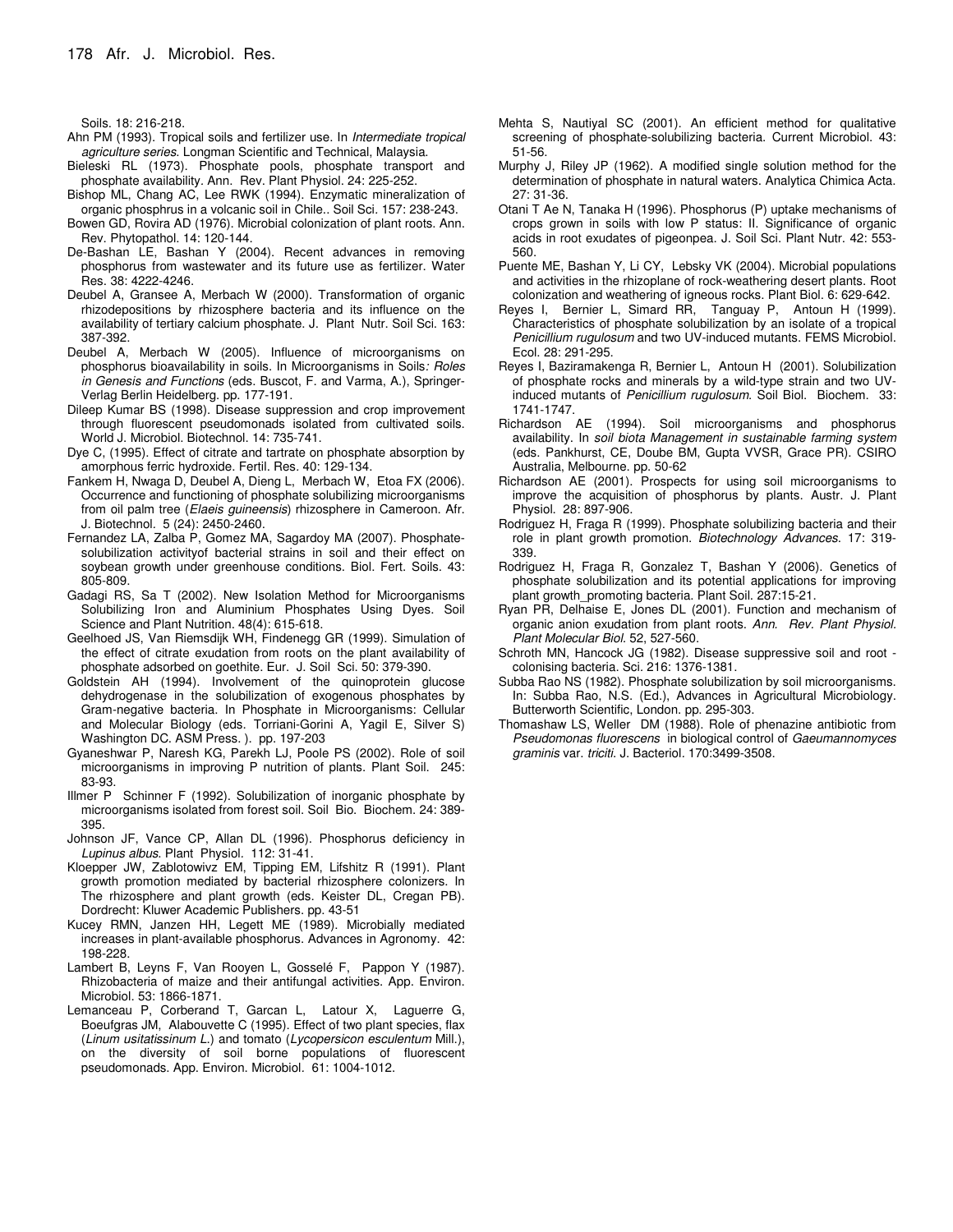Soils. 18: 216-218.

Ahn PM (1993). Tropical soils and fertilizer use. In *Intermediate tropical agriculture series*. Longman Scientific and Technical, Malaysia.

Bieleski RL (1973). Phosphate pools, phosphate transport and phosphate availability. Ann. Rev. Plant Physiol. 24: 225-252.

Bishop ML, Chang AC, Lee RWK (1994). Enzymatic mineralization of organic phosphrus in a volcanic soil in Chile.. Soil Sci. 157: 238-243.

Bowen GD, Rovira AD (1976). Microbial colonization of plant roots. Ann. Rev. Phytopathol. 14: 120-144.

De-Bashan LE, Bashan Y (2004). Recent advances in removing phosphorus from wastewater and its future use as fertilizer. Water Res. 38: 4222-4246.

Deubel A, Gransee A, Merbach W (2000). Transformation of organic rhizodepositions by rhizosphere bacteria and its influence on the availability of tertiary calcium phosphate. J. Plant Nutr. Soil Sci. 163: 387-392.

Deubel A, Merbach W (2005). Influence of microorganisms on phosphorus bioavailability in soils. In Microorganisms in Soils*: Roles in Genesis and Functions* (eds. Buscot, F. and Varma, A.), Springer-Verlag Berlin Heidelberg. pp. 177-191.

Dileep Kumar BS (1998). Disease suppression and crop improvement through fluorescent pseudomonads isolated from cultivated soils. World J. Microbiol. Biotechnol. 14: 735-741.

Dye C, (1995). Effect of citrate and tartrate on phosphate absorption by amorphous ferric hydroxide. Fertil. Res. 40: 129-134.

Fankem H, Nwaga D, Deubel A, Dieng L, Merbach W, Etoa FX (2006). Occurrence and functioning of phosphate solubilizing microorganisms from oil palm tree (*Elaeis guineensis*) rhizosphere in Cameroon. Afr. J. Biotechnol. 5 (24): 2450-2460.

Fernandez LA, Zalba P, Gomez MA, Sagardoy MA (2007). Phosphate-solubilization activityof bacterial strains in soil and their effect on soybean growth under greenhouse conditions. Biol. Fert. Soils. 43: 805-809.

Gadagi RS, Sa T (2002). New Isolation Method for Microorganisms Solubilizing Iron and Aluminium Phosphates Using Dyes. Soil Science and Plant Nutrition. 48(4): 615-618.

Geelhoed JS, Van Riemsdijk WH, Findenegg GR (1999). Simulation of the effect of citrate exudation from roots on the plant availability of phosphate adsorbed on goethite. Eur. J. Soil Sci. 50: 379-390.

Goldstein AH (1994). Involvement of the quinoprotein glucose dehydrogenase in the solubilization of exogenous phosphates by Gram-negative bacteria. In Phosphate in Microorganisms: Cellular and Molecular Biology (eds. Torriani-Gorini A, Yagil E, Silver S) Washington DC. ASM Press. ). pp. 197-203

Gyaneshwar P, Naresh KG, Parekh LJ, Poole PS (2002). Role of soil microorganisms in improving P nutrition of plants. Plant Soil. 245: 83-93.

Illmer P Schinner F (1992). Solubilization of inorganic phosphate by microorganisms isolated from forest soil. Soil Bio. Biochem. 24: 389-395.

Johnson JF, Vance CP, Allan DL (1996). Phosphorus deficiency in *Lupinus albus*. Plant Physiol. 112: 31-41.

Kloepper JW, Zablotowivz EM, Tipping EM, Lifshitz R (1991). Plant growth promotion mediated by bacterial rhizosphere colonizers. In The rhizosphere and plant growth (eds. Keister DL, Cregan PB). Dordrecht: Kluwer Academic Publishers. pp. 43-51

Kucey RMN, Janzen HH, Legett ME (1989). Microbially mediated increases in plant-available phosphorus. Advances in Agronomy. 42: 198-228.

Lambert B, Leyns F, Van Rooyen L, Gosselé F, Pappon Y (1987). Rhizobacteria of maize and their antifungal activities. App. Environ. Microbiol. 53: 1866-1871.

Lemanceau P, Corberand T, Garcan L, Latour X, Laguerre G, Boeufgras JM, Alabouvette C (1995). Effect of two plant species, flax (*Linum usitatissinum L.*) and tomato (*Lycopersicon esculentum* Mill.), on the diversity of soil borne populations of fluorescent pseudomonads. App. Environ. Microbiol. 61: 1004-1012.

Mehta S, Nautiyal SC (2001). An efficient method for qualitative screening of phosphate-solubilizing bacteria. Current Microbiol. 43: 51-56.

Murphy J, Riley JP (1962). A modified single solution method for the determination of phosphate in natural waters. Analytica Chimica Acta. 27: 31-36.

Otani T Ae N, Tanaka H (1996). Phosphorus (P) uptake mechanisms of crops grown in soils with low P status: II. Significance of organic acids in root exudates of pigeonpea. J. Soil Sci. Plant Nutr. 42: 553-560.

Puente ME, Bashan Y, Li CY, Lebsky VK (2004). Microbial populations and activities in the rhizoplane of rock-weathering desert plants. Root colonization and weathering of igneous rocks. Plant Biol. 6: 629-642.

Reyes I, Bernier L, Simard RR, Tanguay P, Antoun H (1999). Characteristics of phosphate solubilization by an isolate of a tropical *Penicillium rugulosum* and two UV-induced mutants. FEMS Microbiol. Ecol. 28: 291-295.

Reyes I, Baziramakenga R, Bernier L, Antoun H (2001). Solubilization of phosphate rocks and minerals by a wild-type strain and two UV-induced mutants of *Penicillium rugulosum*. Soil Biol. Biochem. 33: 1741-1747.

Richardson AE (1994). Soil microorganisms and phosphorus availability. In *soil biota Management in sustainable farming system* (eds. Pankhurst, CE, Doube BM, Gupta VVSR, Grace PR). CSIRO Australia, Melbourne. pp. 50-62

Richardson AE (2001). Prospects for using soil microorganisms to improve the acquisition of phosphorus by plants. Austr. J. Plant Physiol. 28: 897-906.

Rodriguez H, Fraga R (1999). Phosphate solubilizing bacteria and their role in plant growth promotion. *Biotechnology Advances*. 17: 319-339.

Rodriguez H, Fraga R, Gonzalez T, Bashan Y (2006). Genetics of phosphate solubilization and its potential applications for improving plant growth_promoting bacteria. Plant Soil. 287:15-21.

Ryan PR, Delhaise E, Jones DL (2001). Function and mechanism of organic anion exudation from plant roots. *Ann. Rev. Plant Physiol. Plant Molecular Biol.* 52, 527-560.

Schroth MN, Hancock JG (1982). Disease suppressive soil and root - colonising bacteria. Sci. 216: 1376-1381.

Subba Rao NS (1982). Phosphate solubilization by soil microorganisms. In: Subba Rao, N.S. (Ed.), Advances in Agricultural Microbiology. Butterworth Scientific, London. pp. 295-303.

Thomashaw LS, Weller DM (1988). Role of phenazine antibiotic from *Pseudomonas fluorescens* in biological control of *Gaeumannomyces graminis* var. *triciti*. J. Bacteriol. 170:3499-3508.